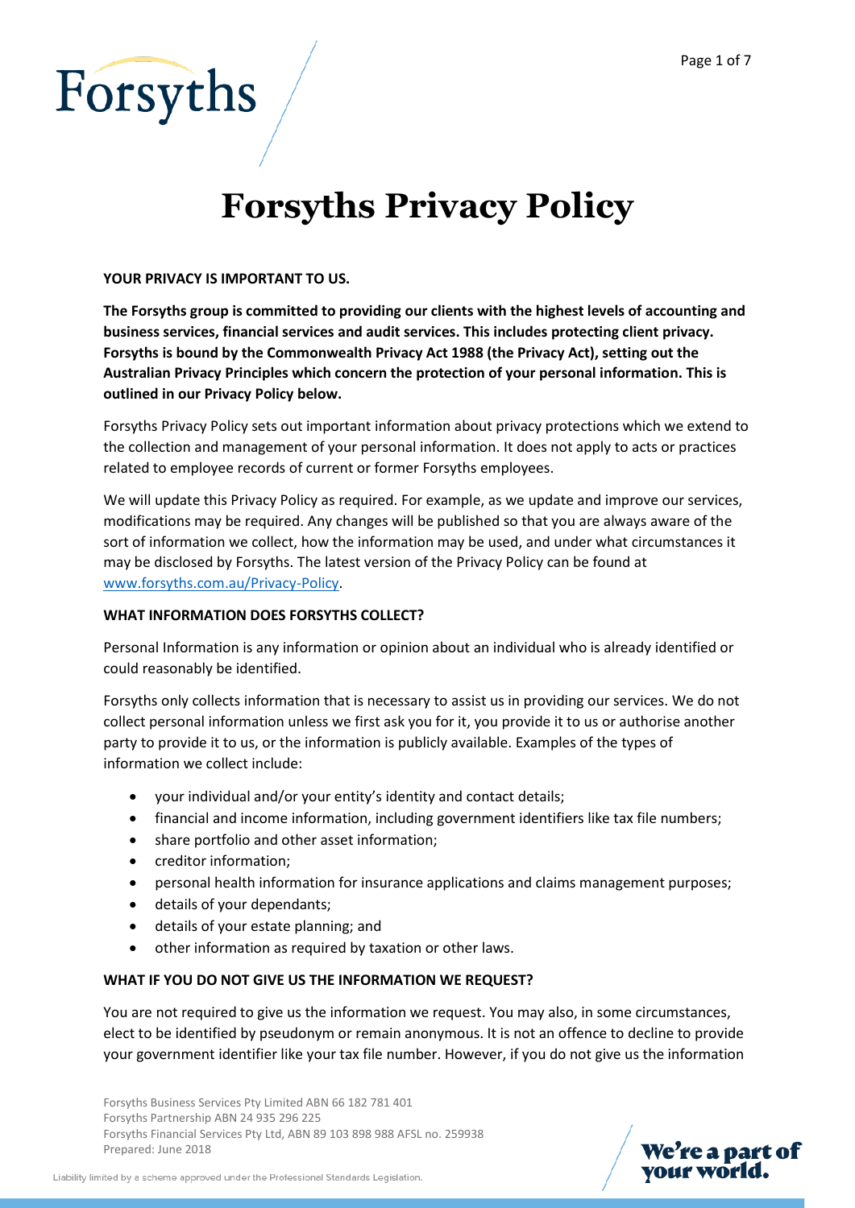# Forsyths Privacy Policy

**YOUR PRIVACY IS IMPORTANT TO US.**

**The Forsyths group is committed to providing our clients with the highest levels of accounting and business services, financial services and audit services. This includes protecting client privacy. Forsyths is bound by the Commonwealth Privacy Act 1988 (the Privacy Act), setting out the Australian Privacy Principles which concern the protection of your personal information. This is outlined in our Privacy Policy below.**

Forsyths Privacy Policy sets out important information about privacy protections which we extend to the collection and management of your personal information. It does not apply to acts or practices related to employee records of current or former Forsyths employees.

We will update this Privacy Policy as required. For example, as we update and improve our services, modifications may be required. Any changes will be published so that you are always aware of the sort of information we collect, how the information may be used, and under what circumstances it may be disclosed by Forsyths. The latest version of the Privacy Policy can be found at www.forsyths.com.au/Privacy-Policy.

**WHAT INFORMATION DOES FORSYTHS COLLECT?**

Personal Information is any information or opinion about an individual who is already identified or could reasonably be identified.

Forsyths only collects information that is necessary to assist us in providing our services. We do not collect personal information unless we first ask you for it, you provide it to us or authorise another party to provide it to us, or the information is publicly available. Examples of the types of information we collect include:

- your individual and/or your entity's identity and contact details;
- financial and income information, including government identifiers like tax file numbers;
- share portfolio and other asset information;
- creditor information;
- personal health information for insurance applications and claims management purposes;
- details of your dependants;
- details of your estate planning; and
- other information as required by taxation or other laws.

**WHAT IF YOU DO NOT GIVE US THE INFORMATION WE REQUEST?**

You are not required to give us the information we request. You may also, in some circumstances, elect to be identified by pseudonym or remain anonymous. It is not an offence to decline to provide your government identifier like your tax file number. However, if you do not give us the information

Forsyths Business Services Pty Limited ABN 66 182 781 401
Forsyths Partnership ABN 24 935 296 225
Forsyths Financial Services Pty Ltd, ABN 89 103 898 988 AFSL no. 259938
Prepared: June 2018

Liability limited by a scheme approved under the Professional Standards Legislation.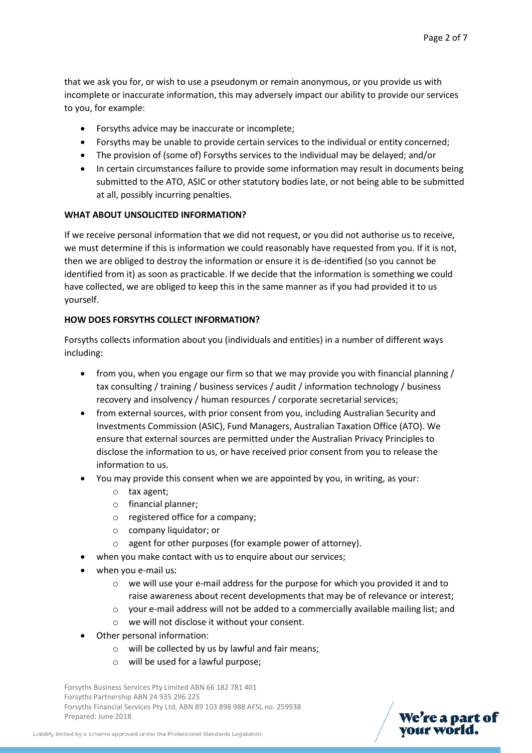that we ask you for, or wish to use a pseudonym or remain anonymous, or you provide us with incomplete or inaccurate information, this may adversely impact our ability to provide our services to you, for example:

- Forsyths advice may be inaccurate or incomplete;
- Forsyths may be unable to provide certain services to the individual or entity concerned;
- The provision of (some of) Forsyths services to the individual may be delayed; and/or
- In certain circumstances failure to provide some information may result in documents being submitted to the ATO, ASIC or other statutory bodies late, or not being able to be submitted at all, possibly incurring penalties.

**WHAT ABOUT UNSOLICITED INFORMATION?**

If we receive personal information that we did not request, or you did not authorise us to receive, we must determine if this is information we could reasonably have requested from you. If it is not, then we are obliged to destroy the information or ensure it is de-identified (so you cannot be identified from it) as soon as practicable. If we decide that the information is something we could have collected, we are obliged to keep this in the same manner as if you had provided it to us yourself.

**HOW DOES FORSYTHS COLLECT INFORMATION?**

Forsyths collects information about you (individuals and entities) in a number of different ways including:

- from you, when you engage our firm so that we may provide you with financial planning / tax consulting / training / business services / audit / information technology / business recovery and insolvency / human resources / corporate secretarial services;
- from external sources, with prior consent from you, including Australian Security and Investments Commission (ASIC), Fund Managers, Australian Taxation Office (ATO). We ensure that external sources are permitted under the Australian Privacy Principles to disclose the information to us, or have received prior consent from you to release the information to us.
- You may provide this consent when we are appointed by you, in writing, as your:
  - tax agent;
  - financial planner;
  - registered office for a company;
  - company liquidator; or
  - agent for other purposes (for example power of attorney).
- when you make contact with us to enquire about our services;
- when you e-mail us:
  - we will use your e-mail address for the purpose for which you provided it and to raise awareness about recent developments that may be of relevance or interest;
  - your e-mail address will not be added to a commercially available mailing list; and
  - we will not disclose it without your consent.
- Other personal information:
  - will be collected by us by lawful and fair means;
  - will be used for a lawful purpose;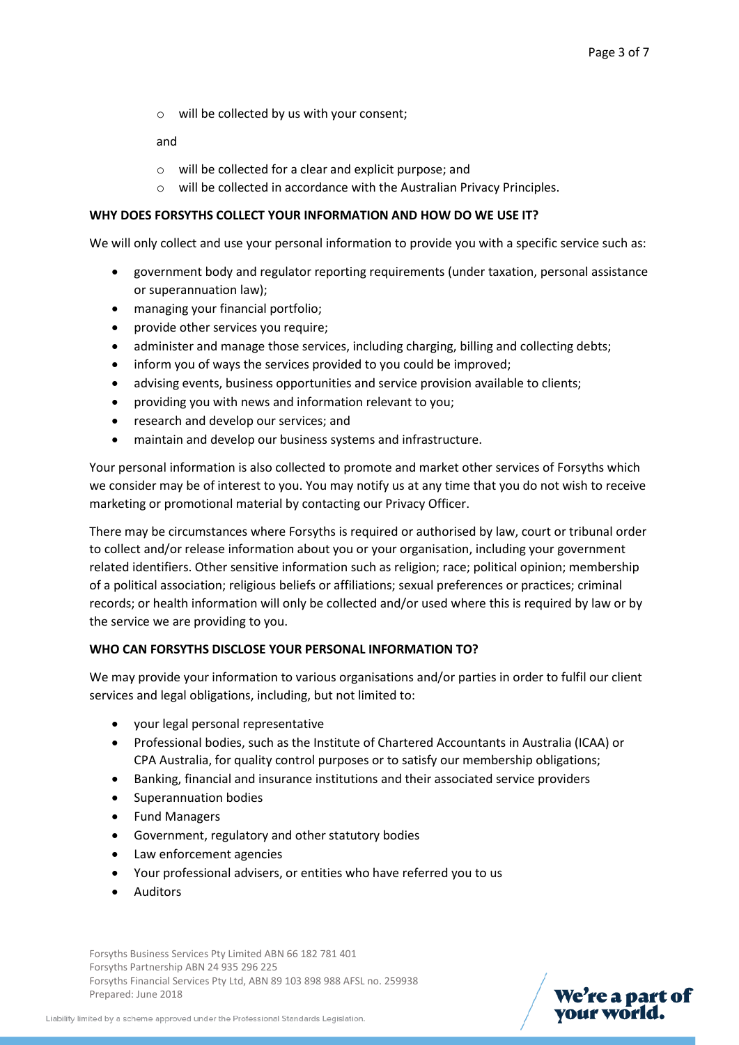- will be collected by us with your consent;

and

- will be collected for a clear and explicit purpose; and
- will be collected in accordance with the Australian Privacy Principles.

**WHY DOES FORSYTHS COLLECT YOUR INFORMATION AND HOW DO WE USE IT?**

We will only collect and use your personal information to provide you with a specific service such as:

- government body and regulator reporting requirements (under taxation, personal assistance or superannuation law);
- managing your financial portfolio;
- provide other services you require;
- administer and manage those services, including charging, billing and collecting debts;
- inform you of ways the services provided to you could be improved;
- advising events, business opportunities and service provision available to clients;
- providing you with news and information relevant to you;
- research and develop our services; and
- maintain and develop our business systems and infrastructure.

Your personal information is also collected to promote and market other services of Forsyths which we consider may be of interest to you. You may notify us at any time that you do not wish to receive marketing or promotional material by contacting our Privacy Officer.

There may be circumstances where Forsyths is required or authorised by law, court or tribunal order to collect and/or release information about you or your organisation, including your government related identifiers. Other sensitive information such as religion; race; political opinion; membership of a political association; religious beliefs or affiliations; sexual preferences or practices; criminal records; or health information will only be collected and/or used where this is required by law or by the service we are providing to you.

**WHO CAN FORSYTHS DISCLOSE YOUR PERSONAL INFORMATION TO?**

We may provide your information to various organisations and/or parties in order to fulfil our client services and legal obligations, including, but not limited to:

- your legal personal representative
- Professional bodies, such as the Institute of Chartered Accountants in Australia (ICAA) or CPA Australia, for quality control purposes or to satisfy our membership obligations;
- Banking, financial and insurance institutions and their associated service providers
- Superannuation bodies
- Fund Managers
- Government, regulatory and other statutory bodies
- Law enforcement agencies
- Your professional advisers, or entities who have referred you to us
- Auditors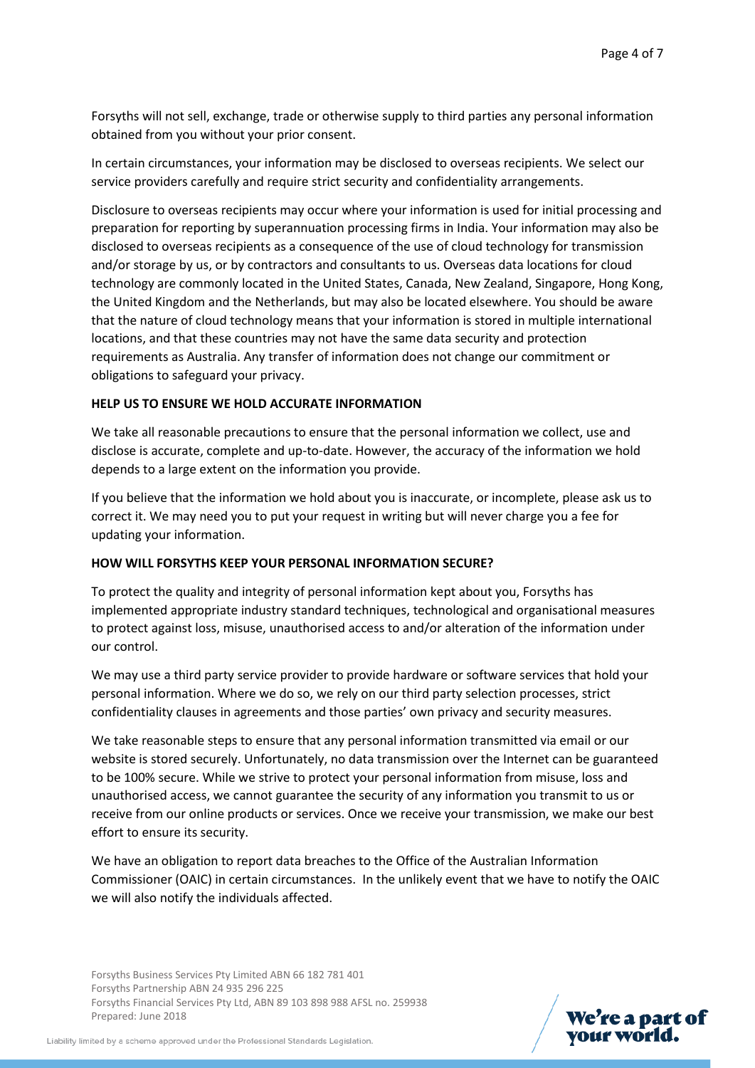Forsyths will not sell, exchange, trade or otherwise supply to third parties any personal information obtained from you without your prior consent.

In certain circumstances, your information may be disclosed to overseas recipients. We select our service providers carefully and require strict security and confidentiality arrangements.

Disclosure to overseas recipients may occur where your information is used for initial processing and preparation for reporting by superannuation processing firms in India. Your information may also be disclosed to overseas recipients as a consequence of the use of cloud technology for transmission and/or storage by us, or by contractors and consultants to us. Overseas data locations for cloud technology are commonly located in the United States, Canada, New Zealand, Singapore, Hong Kong, the United Kingdom and the Netherlands, but may also be located elsewhere. You should be aware that the nature of cloud technology means that your information is stored in multiple international locations, and that these countries may not have the same data security and protection requirements as Australia. Any transfer of information does not change our commitment or obligations to safeguard your privacy.

**HELP US TO ENSURE WE HOLD ACCURATE INFORMATION**

We take all reasonable precautions to ensure that the personal information we collect, use and disclose is accurate, complete and up-to-date. However, the accuracy of the information we hold depends to a large extent on the information you provide.

If you believe that the information we hold about you is inaccurate, or incomplete, please ask us to correct it. We may need you to put your request in writing but will never charge you a fee for updating your information.

**HOW WILL FORSYTHS KEEP YOUR PERSONAL INFORMATION SECURE?**

To protect the quality and integrity of personal information kept about you, Forsyths has implemented appropriate industry standard techniques, technological and organisational measures to protect against loss, misuse, unauthorised access to and/or alteration of the information under our control.

We may use a third party service provider to provide hardware or software services that hold your personal information. Where we do so, we rely on our third party selection processes, strict confidentiality clauses in agreements and those parties' own privacy and security measures.

We take reasonable steps to ensure that any personal information transmitted via email or our website is stored securely. Unfortunately, no data transmission over the Internet can be guaranteed to be 100% secure. While we strive to protect your personal information from misuse, loss and unauthorised access, we cannot guarantee the security of any information you transmit to us or receive from our online products or services. Once we receive your transmission, we make our best effort to ensure its security.

We have an obligation to report data breaches to the Office of the Australian Information Commissioner (OAIC) in certain circumstances. In the unlikely event that we have to notify the OAIC we will also notify the individuals affected.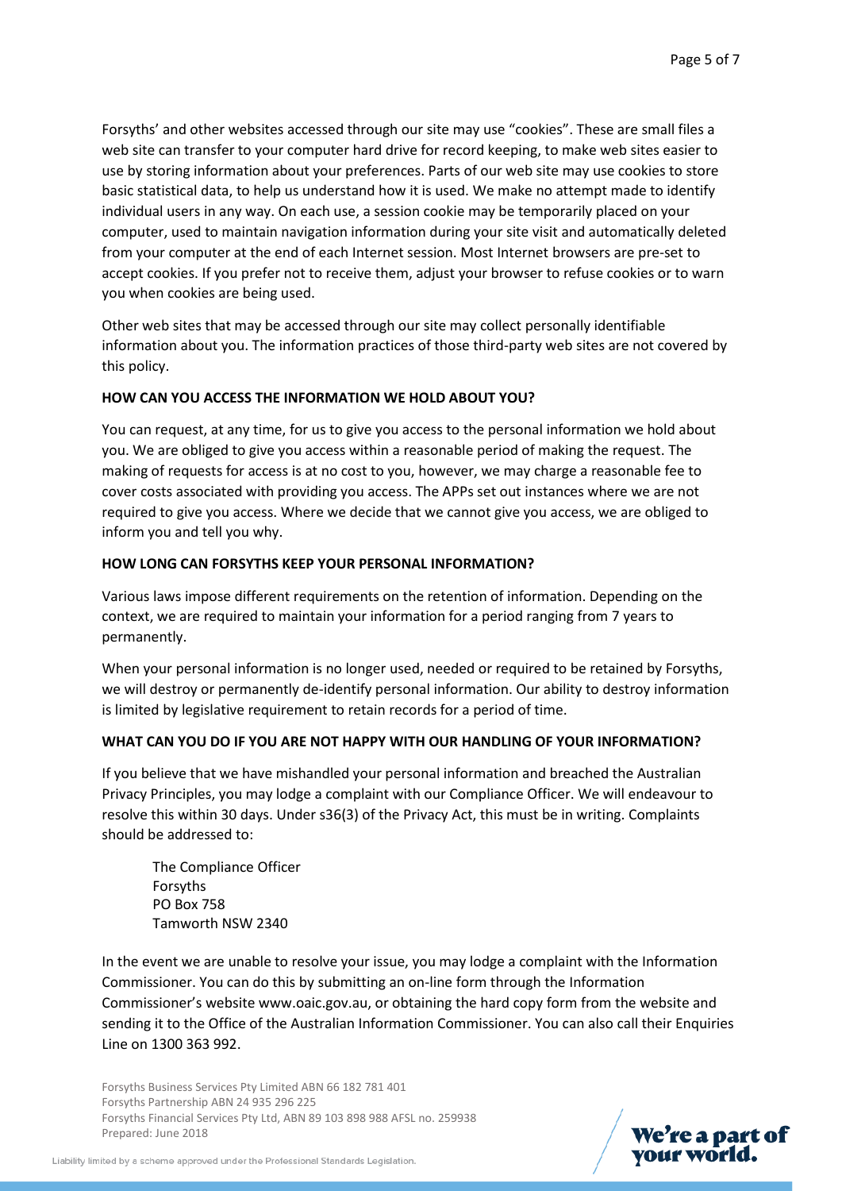Forsyths' and other websites accessed through our site may use "cookies". These are small files a web site can transfer to your computer hard drive for record keeping, to make web sites easier to use by storing information about your preferences. Parts of our web site may use cookies to store basic statistical data, to help us understand how it is used. We make no attempt made to identify individual users in any way. On each use, a session cookie may be temporarily placed on your computer, used to maintain navigation information during your site visit and automatically deleted from your computer at the end of each Internet session. Most Internet browsers are pre-set to accept cookies. If you prefer not to receive them, adjust your browser to refuse cookies or to warn you when cookies are being used.

Other web sites that may be accessed through our site may collect personally identifiable information about you. The information practices of those third-party web sites are not covered by this policy.

**HOW CAN YOU ACCESS THE INFORMATION WE HOLD ABOUT YOU?**

You can request, at any time, for us to give you access to the personal information we hold about you. We are obliged to give you access within a reasonable period of making the request. The making of requests for access is at no cost to you, however, we may charge a reasonable fee to cover costs associated with providing you access. The APPs set out instances where we are not required to give you access. Where we decide that we cannot give you access, we are obliged to inform you and tell you why.

**HOW LONG CAN FORSYTHS KEEP YOUR PERSONAL INFORMATION?**

Various laws impose different requirements on the retention of information. Depending on the context, we are required to maintain your information for a period ranging from 7 years to permanently.

When your personal information is no longer used, needed or required to be retained by Forsyths, we will destroy or permanently de-identify personal information. Our ability to destroy information is limited by legislative requirement to retain records for a period of time.

**WHAT CAN YOU DO IF YOU ARE NOT HAPPY WITH OUR HANDLING OF YOUR INFORMATION?**

If you believe that we have mishandled your personal information and breached the Australian Privacy Principles, you may lodge a complaint with our Compliance Officer. We will endeavour to resolve this within 30 days. Under s36(3) of the Privacy Act, this must be in writing. Complaints should be addressed to:

> The Compliance Officer
> Forsyths
> PO Box 758
> Tamworth NSW 2340

In the event we are unable to resolve your issue, you may lodge a complaint with the Information Commissioner. You can do this by submitting an on-line form through the Information Commissioner's website www.oaic.gov.au, or obtaining the hard copy form from the website and sending it to the Office of the Australian Information Commissioner. You can also call their Enquiries Line on 1300 363 992.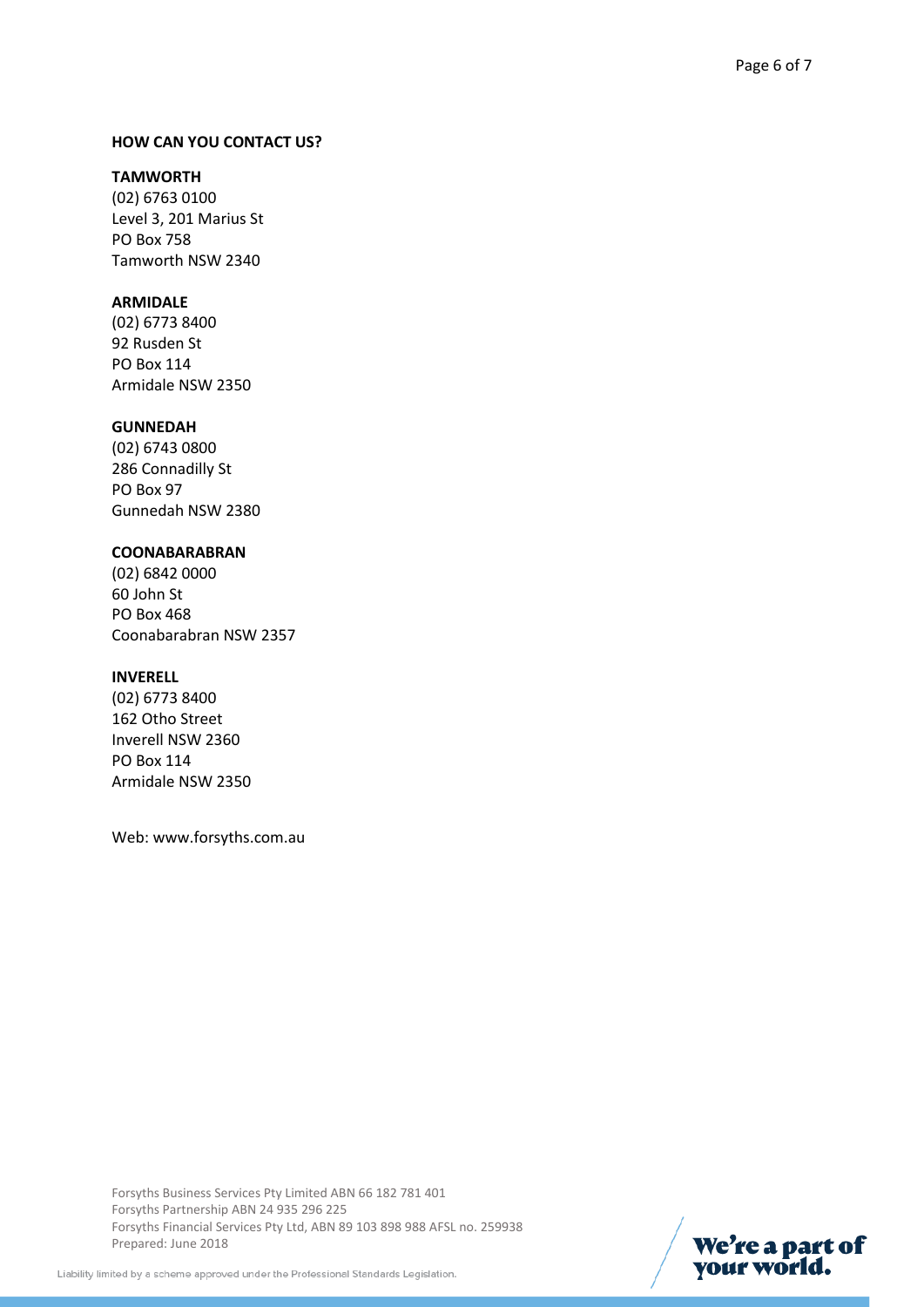**HOW CAN YOU CONTACT US?**

**TAMWORTH**
(02) 6763 0100
Level 3, 201 Marius St
PO Box 758
Tamworth NSW 2340

**ARMIDALE**
(02) 6773 8400
92 Rusden St
PO Box 114
Armidale NSW 2350

**GUNNEDAH**
(02) 6743 0800
286 Connadilly St
PO Box 97
Gunnedah NSW 2380

**COONABARABRAN**
(02) 6842 0000
60 John St
PO Box 468
Coonabarabran NSW 2357

**INVERELL**
(02) 6773 8400
162 Otho Street
Inverell NSW 2360
PO Box 114
Armidale NSW 2350

Web: www.forsyths.com.au

Forsyths Business Services Pty Limited ABN 66 182 781 401
Forsyths Partnership ABN 24 935 296 225
Forsyths Financial Services Pty Ltd, ABN 89 103 898 988 AFSL no. 259938
Prepared: June 2018

We're a part of your world.

Liability limited by a scheme approved under the Professional Standards Legislation.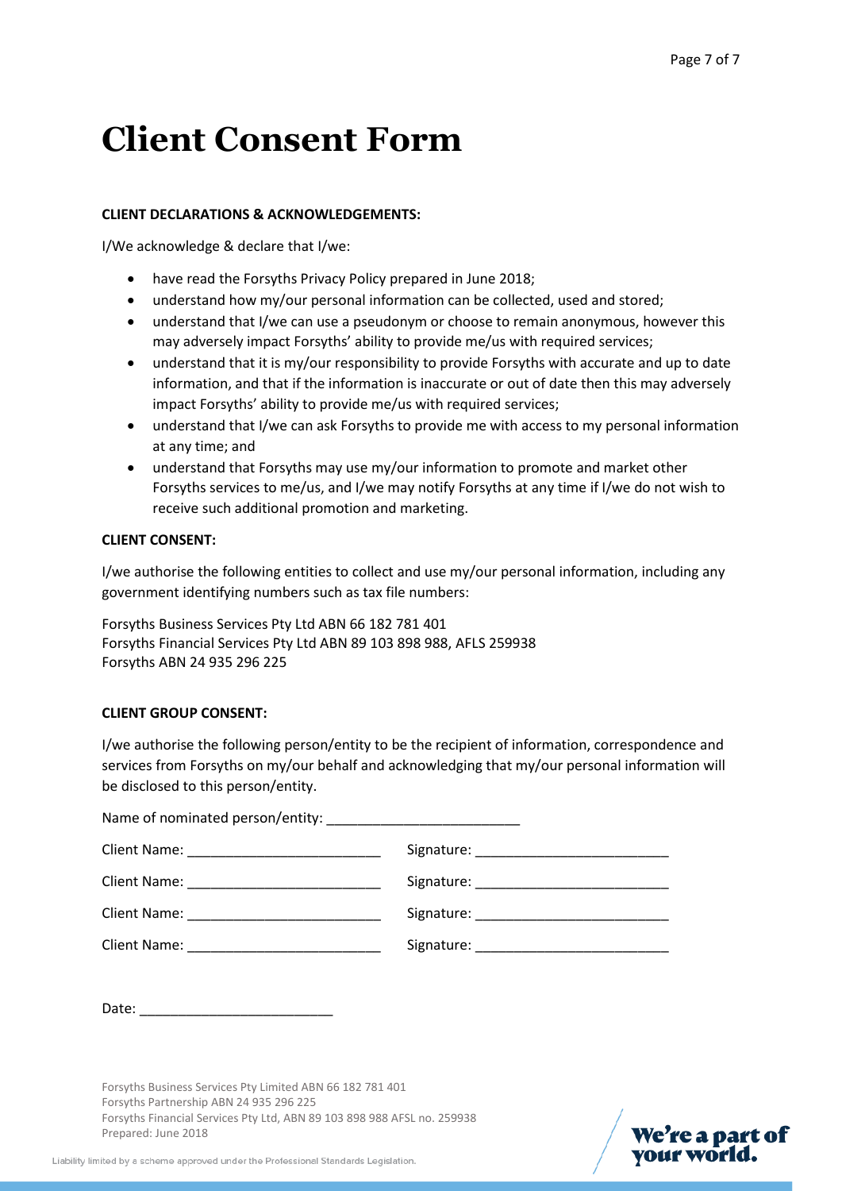# Client Consent Form

**CLIENT DECLARATIONS & ACKNOWLEDGEMENTS:**

I/We acknowledge & declare that I/we:

- have read the Forsyths Privacy Policy prepared in June 2018;
- understand how my/our personal information can be collected, used and stored;
- understand that I/we can use a pseudonym or choose to remain anonymous, however this may adversely impact Forsyths' ability to provide me/us with required services;
- understand that it is my/our responsibility to provide Forsyths with accurate and up to date information, and that if the information is inaccurate or out of date then this may adversely impact Forsyths' ability to provide me/us with required services;
- understand that I/we can ask Forsyths to provide me with access to my personal information at any time; and
- understand that Forsyths may use my/our information to promote and market other Forsyths services to me/us, and I/we may notify Forsyths at any time if I/we do not wish to receive such additional promotion and marketing.

**CLIENT CONSENT:**

I/we authorise the following entities to collect and use my/our personal information, including any government identifying numbers such as tax file numbers:

Forsyths Business Services Pty Ltd ABN 66 182 781 401
Forsyths Financial Services Pty Ltd ABN 89 103 898 988, AFLS 259938
Forsyths ABN 24 935 296 225

**CLIENT GROUP CONSENT:**

I/we authorise the following person/entity to be the recipient of information, correspondence and services from Forsyths on my/our behalf and acknowledging that my/our personal information will be disclosed to this person/entity.

Name of nominated person/entity: _________________________

Client Name: _________________________ Signature: _________________________

Client Name: _________________________ Signature: _________________________

Client Name: _________________________ Signature: _________________________

Client Name: _________________________ Signature: _________________________

Date: _________________________

Forsyths Business Services Pty Limited ABN 66 182 781 401
Forsyths Partnership ABN 24 935 296 225
Forsyths Financial Services Pty Ltd, ABN 89 103 898 988 AFSL no. 259938
Prepared: June 2018

We're a part of your world.

Liability limited by a scheme approved under the Professional Standards Legislation.